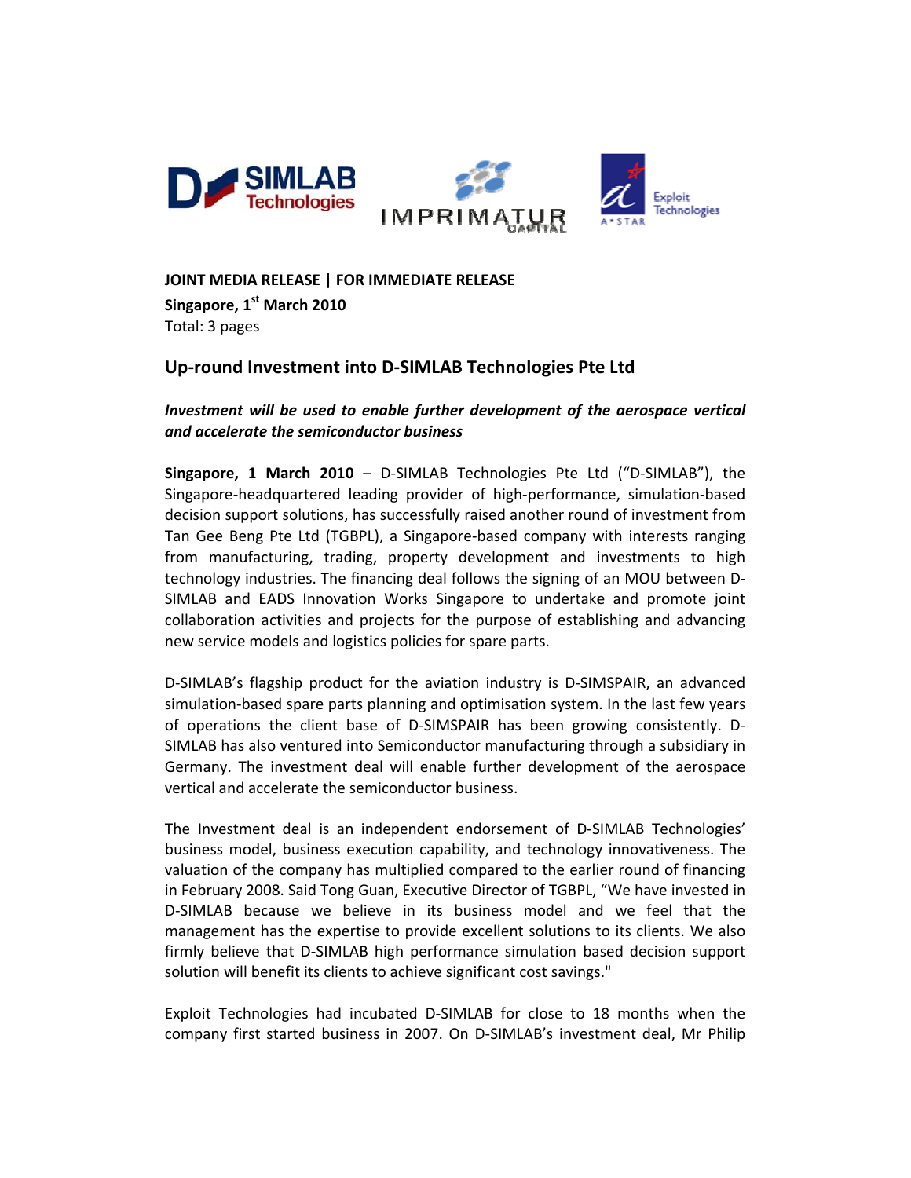**JOINT MEDIA RELEASE | FOR IMMEDIATE RELEASE**
**Singapore, 1st March 2010**
Total: 3 pages

## Up-round Investment into D-SIMLAB Technologies Pte Ltd

***Investment will be used to enable further development of the aerospace vertical and accelerate the semiconductor business***

**Singapore, 1 March 2010** – D-SIMLAB Technologies Pte Ltd ("D-SIMLAB"), the Singapore-headquartered leading provider of high-performance, simulation-based decision support solutions, has successfully raised another round of investment from Tan Gee Beng Pte Ltd (TGBPL), a Singapore-based company with interests ranging from manufacturing, trading, property development and investments to high technology industries. The financing deal follows the signing of an MOU between D-SIMLAB and EADS Innovation Works Singapore to undertake and promote joint collaboration activities and projects for the purpose of establishing and advancing new service models and logistics policies for spare parts.

D-SIMLAB's flagship product for the aviation industry is D-SIMSPAIR, an advanced simulation-based spare parts planning and optimisation system. In the last few years of operations the client base of D-SIMSPAIR has been growing consistently. D-SIMLAB has also ventured into Semiconductor manufacturing through a subsidiary in Germany. The investment deal will enable further development of the aerospace vertical and accelerate the semiconductor business.

The Investment deal is an independent endorsement of D-SIMLAB Technologies' business model, business execution capability, and technology innovativeness. The valuation of the company has multiplied compared to the earlier round of financing in February 2008. Said Tong Guan, Executive Director of TGBPL, "We have invested in D-SIMLAB because we believe in its business model and we feel that the management has the expertise to provide excellent solutions to its clients. We also firmly believe that D-SIMLAB high performance simulation based decision support solution will benefit its clients to achieve significant cost savings."

Exploit Technologies had incubated D-SIMLAB for close to 18 months when the company first started business in 2007. On D-SIMLAB's investment deal, Mr Philip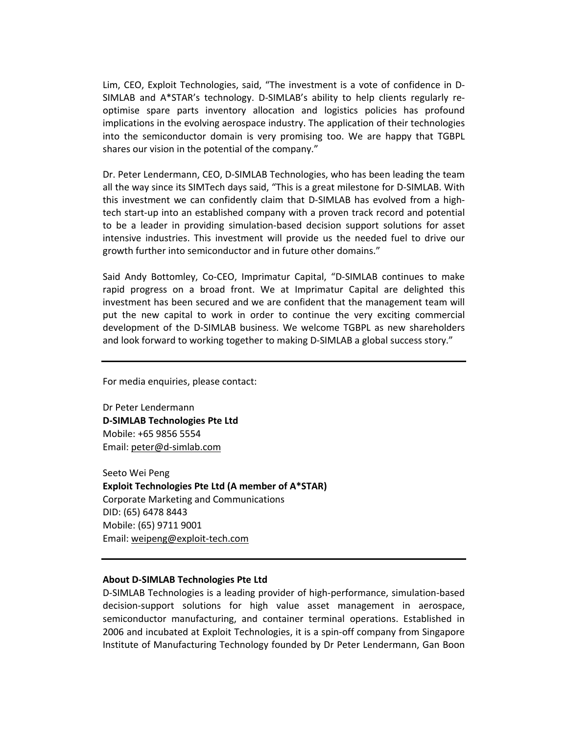Lim, CEO, Exploit Technologies, said, "The investment is a vote of confidence in D-SIMLAB and A*STAR's technology. D-SIMLAB's ability to help clients regularly re-optimise spare parts inventory allocation and logistics policies has profound implications in the evolving aerospace industry. The application of their technologies into the semiconductor domain is very promising too. We are happy that TGBPL shares our vision in the potential of the company."

Dr. Peter Lendermann, CEO, D-SIMLAB Technologies, who has been leading the team all the way since its SIMTech days said, "This is a great milestone for D-SIMLAB. With this investment we can confidently claim that D-SIMLAB has evolved from a high-tech start-up into an established company with a proven track record and potential to be a leader in providing simulation-based decision support solutions for asset intensive industries. This investment will provide us the needed fuel to drive our growth further into semiconductor and in future other domains."

Said Andy Bottomley, Co-CEO, Imprimatur Capital, "D-SIMLAB continues to make rapid progress on a broad front. We at Imprimatur Capital are delighted this investment has been secured and we are confident that the management team will put the new capital to work in order to continue the very exciting commercial development of the D-SIMLAB business. We welcome TGBPL as new shareholders and look forward to working together to making D-SIMLAB a global success story."

---

For media enquiries, please contact:

Dr Peter Lendermann
**D-SIMLAB Technologies Pte Ltd**
Mobile: +65 9856 5554
Email: peter@d-simlab.com

Seeto Wei Peng
**Exploit Technologies Pte Ltd (A member of A*STAR)**
Corporate Marketing and Communications
DID: (65) 6478 8443
Mobile: (65) 9711 9001
Email: weipeng@exploit-tech.com

---

**About D-SIMLAB Technologies Pte Ltd**
D-SIMLAB Technologies is a leading provider of high-performance, simulation-based decision-support solutions for high value asset management in aerospace, semiconductor manufacturing, and container terminal operations. Established in 2006 and incubated at Exploit Technologies, it is a spin-off company from Singapore Institute of Manufacturing Technology founded by Dr Peter Lendermann, Gan Boon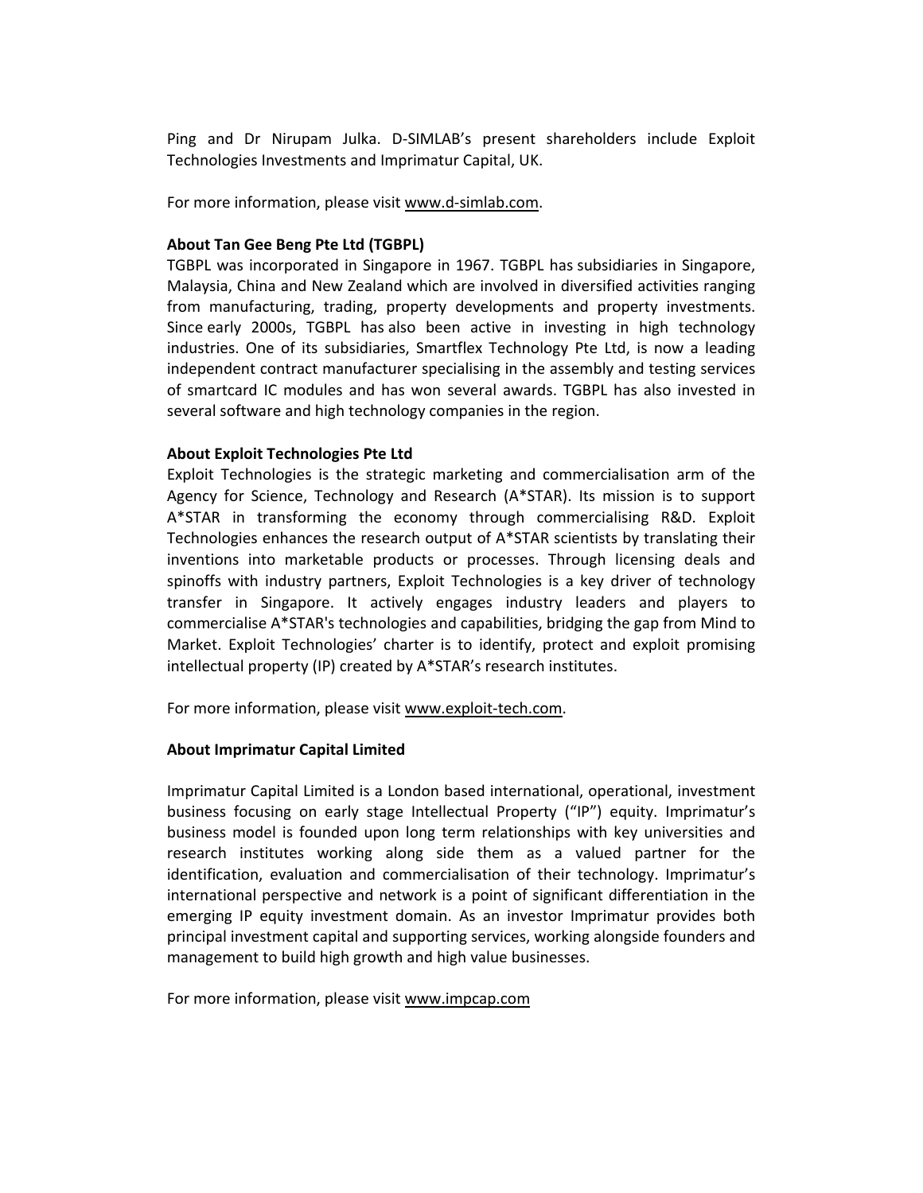Ping and Dr Nirupam Julka. D-SIMLAB's present shareholders include Exploit Technologies Investments and Imprimatur Capital, UK.

For more information, please visit www.d-simlab.com.

**About Tan Gee Beng Pte Ltd (TGBPL)**
TGBPL was incorporated in Singapore in 1967. TGBPL has subsidiaries in Singapore, Malaysia, China and New Zealand which are involved in diversified activities ranging from manufacturing, trading, property developments and property investments. Since early 2000s, TGBPL has also been active in investing in high technology industries. One of its subsidiaries, Smartflex Technology Pte Ltd, is now a leading independent contract manufacturer specialising in the assembly and testing services of smartcard IC modules and has won several awards. TGBPL has also invested in several software and high technology companies in the region.

**About Exploit Technologies Pte Ltd**
Exploit Technologies is the strategic marketing and commercialisation arm of the Agency for Science, Technology and Research (A*STAR). Its mission is to support A*STAR in transforming the economy through commercialising R&D. Exploit Technologies enhances the research output of A*STAR scientists by translating their inventions into marketable products or processes. Through licensing deals and spinoffs with industry partners, Exploit Technologies is a key driver of technology transfer in Singapore. It actively engages industry leaders and players to commercialise A*STAR's technologies and capabilities, bridging the gap from Mind to Market. Exploit Technologies' charter is to identify, protect and exploit promising intellectual property (IP) created by A*STAR's research institutes.

For more information, please visit www.exploit-tech.com.

**About Imprimatur Capital Limited**

Imprimatur Capital Limited is a London based international, operational, investment business focusing on early stage Intellectual Property ("IP") equity. Imprimatur's business model is founded upon long term relationships with key universities and research institutes working along side them as a valued partner for the identification, evaluation and commercialisation of their technology. Imprimatur's international perspective and network is a point of significant differentiation in the emerging IP equity investment domain. As an investor Imprimatur provides both principal investment capital and supporting services, working alongside founders and management to build high growth and high value businesses.

For more information, please visit www.impcap.com